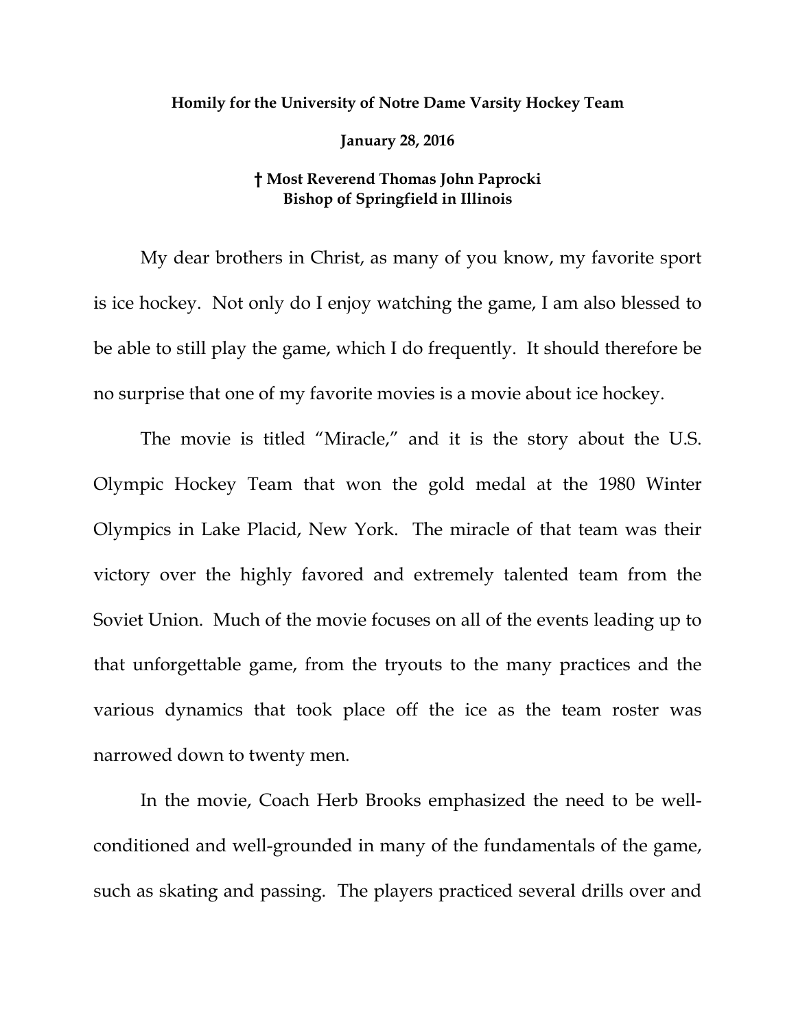**Homily for the University of Notre Dame Varsity Hockey Team**

**January 28, 2016**

**† Most Reverend Thomas John Paprocki**
**Bishop of Springfield in Illinois**

My dear brothers in Christ, as many of you know, my favorite sport is ice hockey. Not only do I enjoy watching the game, I am also blessed to be able to still play the game, which I do frequently. It should therefore be no surprise that one of my favorite movies is a movie about ice hockey.

The movie is titled "Miracle," and it is the story about the U.S. Olympic Hockey Team that won the gold medal at the 1980 Winter Olympics in Lake Placid, New York. The miracle of that team was their victory over the highly favored and extremely talented team from the Soviet Union. Much of the movie focuses on all of the events leading up to that unforgettable game, from the tryouts to the many practices and the various dynamics that took place off the ice as the team roster was narrowed down to twenty men.

In the movie, Coach Herb Brooks emphasized the need to be well-conditioned and well-grounded in many of the fundamentals of the game, such as skating and passing. The players practiced several drills over and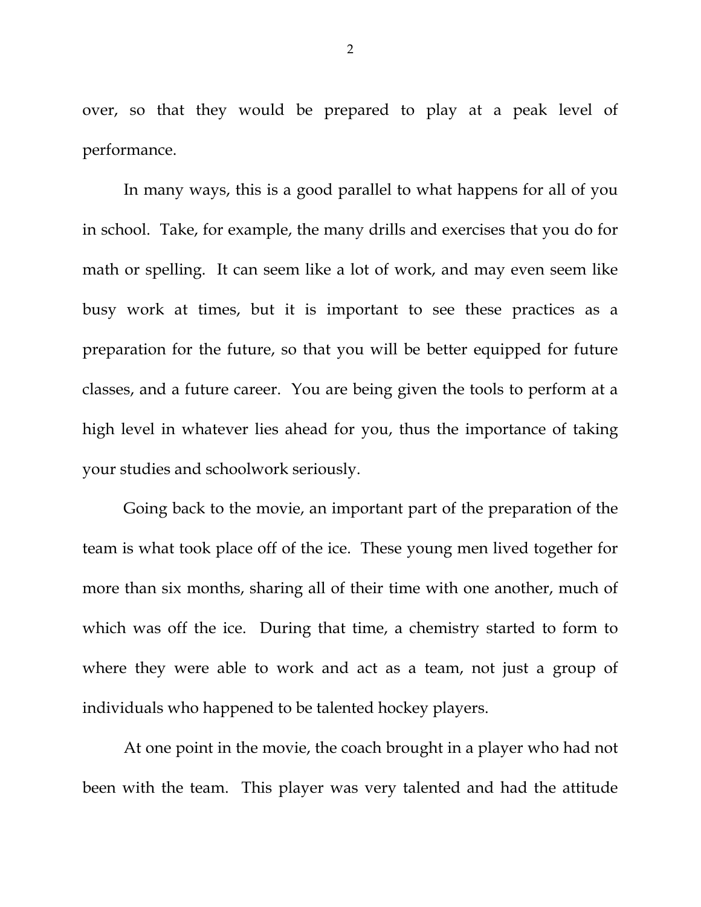over, so that they would be prepared to play at a peak level of performance.

In many ways, this is a good parallel to what happens for all of you in school. Take, for example, the many drills and exercises that you do for math or spelling. It can seem like a lot of work, and may even seem like busy work at times, but it is important to see these practices as a preparation for the future, so that you will be better equipped for future classes, and a future career. You are being given the tools to perform at a high level in whatever lies ahead for you, thus the importance of taking your studies and schoolwork seriously.

Going back to the movie, an important part of the preparation of the team is what took place off of the ice. These young men lived together for more than six months, sharing all of their time with one another, much of which was off the ice. During that time, a chemistry started to form to where they were able to work and act as a team, not just a group of individuals who happened to be talented hockey players.

At one point in the movie, the coach brought in a player who had not been with the team. This player was very talented and had the attitude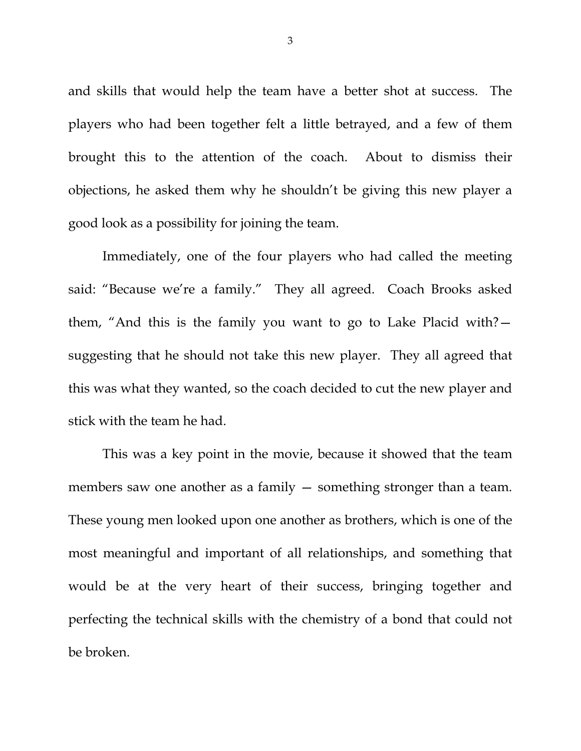and skills that would help the team have a better shot at success. The players who had been together felt a little betrayed, and a few of them brought this to the attention of the coach. About to dismiss their objections, he asked them why he shouldn't be giving this new player a good look as a possibility for joining the team.

Immediately, one of the four players who had called the meeting said: "Because we're a family." They all agreed. Coach Brooks asked them, "And this is the family you want to go to Lake Placid with?—suggesting that he should not take this new player. They all agreed that this was what they wanted, so the coach decided to cut the new player and stick with the team he had.

This was a key point in the movie, because it showed that the team members saw one another as a family — something stronger than a team. These young men looked upon one another as brothers, which is one of the most meaningful and important of all relationships, and something that would be at the very heart of their success, bringing together and perfecting the technical skills with the chemistry of a bond that could not be broken.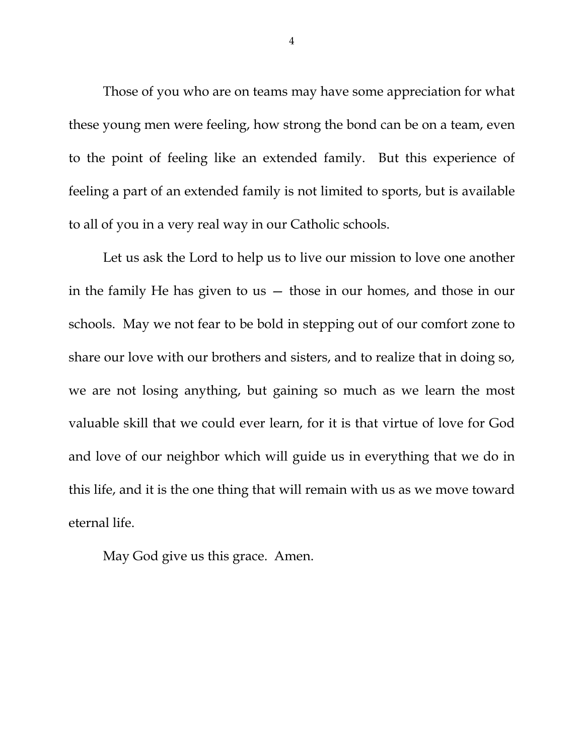Those of you who are on teams may have some appreciation for what these young men were feeling, how strong the bond can be on a team, even to the point of feeling like an extended family. But this experience of feeling a part of an extended family is not limited to sports, but is available to all of you in a very real way in our Catholic schools.

Let us ask the Lord to help us to live our mission to love one another in the family He has given to us — those in our homes, and those in our schools. May we not fear to be bold in stepping out of our comfort zone to share our love with our brothers and sisters, and to realize that in doing so, we are not losing anything, but gaining so much as we learn the most valuable skill that we could ever learn, for it is that virtue of love for God and love of our neighbor which will guide us in everything that we do in this life, and it is the one thing that will remain with us as we move toward eternal life.

May God give us this grace. Amen.